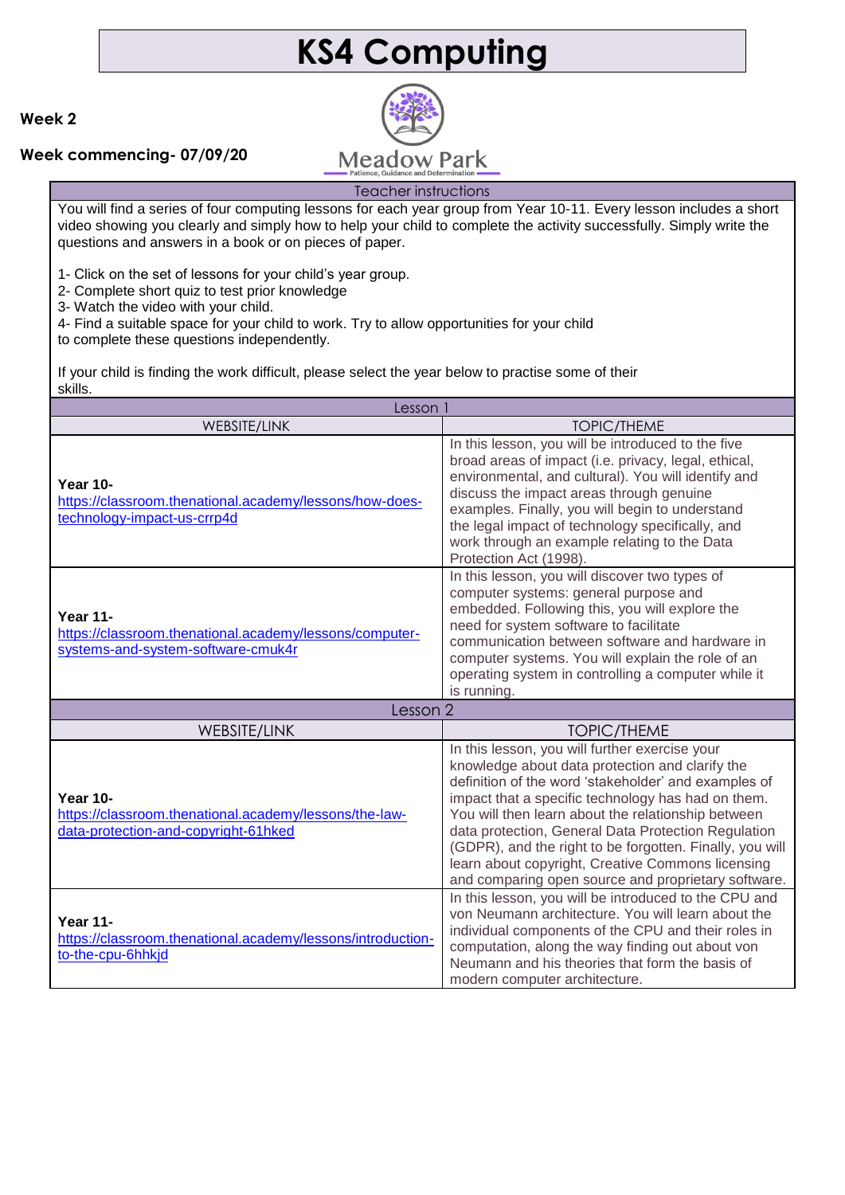# KS4 Computing

**Week 2**

**Week commencing- 07/09/20**

Meadow Park
Patience, Guidance and Determination

| Teacher instructions | |
|---|---|
| You will find a series of four computing lessons for each year group from Year 10-11. Every lesson includes a short video showing you clearly and simply how to help your child to complete the activity successfully. Simply write the questions and answers in a book or on pieces of paper.<br><br>1- Click on the set of lessons for your child's year group.<br>2- Complete short quiz to test prior knowledge<br>3- Watch the video with your child.<br>4- Find a suitable space for your child to work. Try to allow opportunities for your child to complete these questions independently.<br><br>If your child is finding the work difficult, please select the year below to practise some of their skills. | |
| **Lesson 1** | |
| WEBSITE/LINK | TOPIC/THEME |
| **Year 10-** [https://classroom.thenational.academy/lessons/how-does-technology-impact-us-crrp4d](https://classroom.thenational.academy/lessons/how-does-technology-impact-us-crrp4d) | In this lesson, you will be introduced to the five broad areas of impact (i.e. privacy, legal, ethical, environmental, and cultural). You will identify and discuss the impact areas through genuine examples. Finally, you will begin to understand the legal impact of technology specifically, and work through an example relating to the Data Protection Act (1998). |
| **Year 11-** [https://classroom.thenational.academy/lessons/computer-systems-and-system-software-cmuk4r](https://classroom.thenational.academy/lessons/computer-systems-and-system-software-cmuk4r) | In this lesson, you will discover two types of computer systems: general purpose and embedded. Following this, you will explore the need for system software to facilitate communication between software and hardware in computer systems. You will explain the role of an operating system in controlling a computer while it is running. |
| **Lesson 2** | |
| WEBSITE/LINK | TOPIC/THEME |
| **Year 10-** [https://classroom.thenational.academy/lessons/the-law-data-protection-and-copyright-61hked](https://classroom.thenational.academy/lessons/the-law-data-protection-and-copyright-61hked) | In this lesson, you will further exercise your knowledge about data protection and clarify the definition of the word 'stakeholder' and examples of impact that a specific technology has had on them. You will then learn about the relationship between data protection, General Data Protection Regulation (GDPR), and the right to be forgotten. Finally, you will learn about copyright, Creative Commons licensing and comparing open source and proprietary software. |
| **Year 11-** [https://classroom.thenational.academy/lessons/introduction-to-the-cpu-6hhkjd](https://classroom.thenational.academy/lessons/introduction-to-the-cpu-6hhkjd) | In this lesson, you will be introduced to the CPU and von Neumann architecture. You will learn about the individual components of the CPU and their roles in computation, along the way finding out about von Neumann and his theories that form the basis of modern computer architecture. |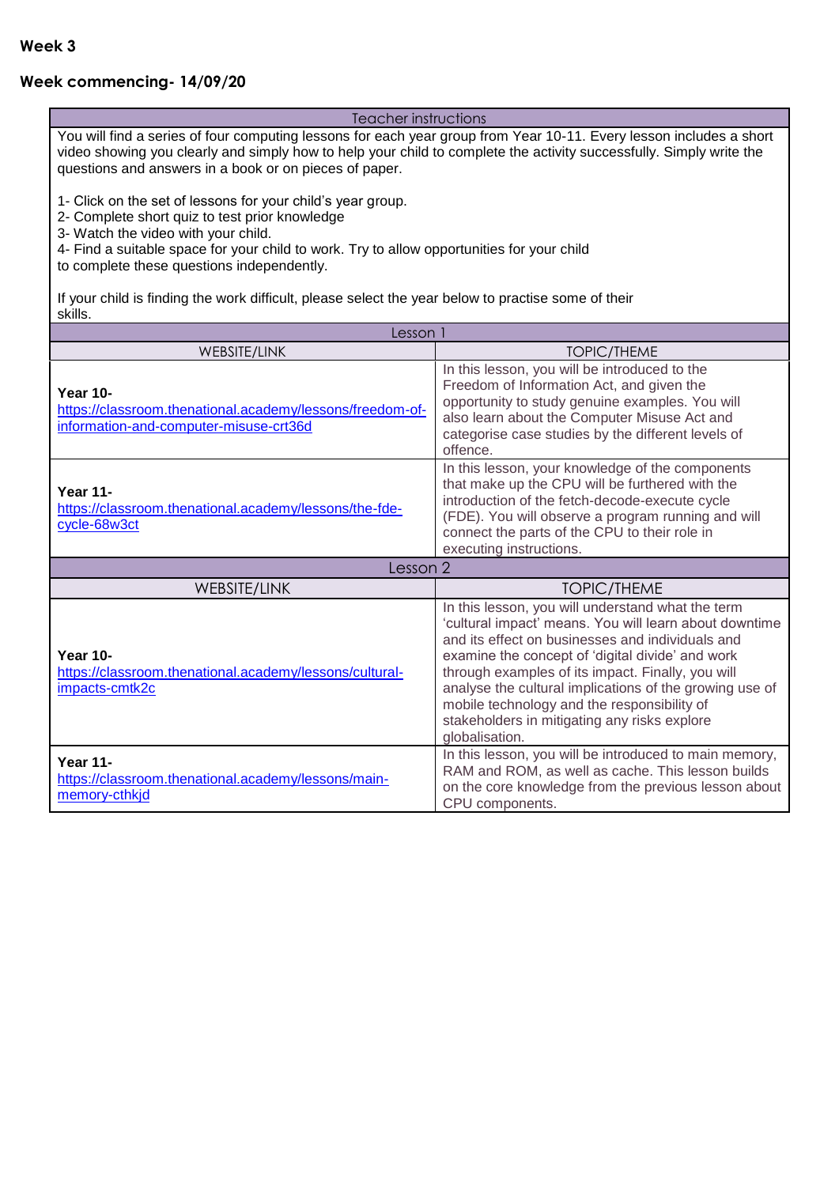**Week 3**

**Week commencing- 14/09/20**

| Teacher instructions | |
|---|---|
| You will find a series of four computing lessons for each year group from Year 10-11. Every lesson includes a short video showing you clearly and simply how to help your child to complete the activity successfully. Simply write the questions and answers in a book or on pieces of paper.<br><br>1- Click on the set of lessons for your child's year group.<br>2- Complete short quiz to test prior knowledge<br>3- Watch the video with your child.<br>4- Find a suitable space for your child to work. Try to allow opportunities for your child to complete these questions independently.<br><br>If your child is finding the work difficult, please select the year below to practise some of their skills. | |
| **Lesson 1** | |
| WEBSITE/LINK | TOPIC/THEME |
| **Year 10-** [https://classroom.thenational.academy/lessons/freedom-of-information-and-computer-misuse-crt36d](https://classroom.thenational.academy/lessons/freedom-of-information-and-computer-misuse-crt36d) | In this lesson, you will be introduced to the Freedom of Information Act, and given the opportunity to study genuine examples. You will also learn about the Computer Misuse Act and categorise case studies by the different levels of offence. |
| **Year 11-** [https://classroom.thenational.academy/lessons/the-fde-cycle-68w3ct](https://classroom.thenational.academy/lessons/the-fde-cycle-68w3ct) | In this lesson, your knowledge of the components that make up the CPU will be furthered with the introduction of the fetch-decode-execute cycle (FDE). You will observe a program running and will connect the parts of the CPU to their role in executing instructions. |
| **Lesson 2** | |
| WEBSITE/LINK | TOPIC/THEME |
| **Year 10-** [https://classroom.thenational.academy/lessons/cultural-impacts-cmtk2c](https://classroom.thenational.academy/lessons/cultural-impacts-cmtk2c) | In this lesson, you will understand what the term 'cultural impact' means. You will learn about downtime and its effect on businesses and individuals and examine the concept of 'digital divide' and work through examples of its impact. Finally, you will analyse the cultural implications of the growing use of mobile technology and the responsibility of stakeholders in mitigating any risks explore globalisation. |
| **Year 11-** [https://classroom.thenational.academy/lessons/main-memory-cthkjd](https://classroom.thenational.academy/lessons/main-memory-cthkjd) | In this lesson, you will be introduced to main memory, RAM and ROM, as well as cache. This lesson builds on the core knowledge from the previous lesson about CPU components. |